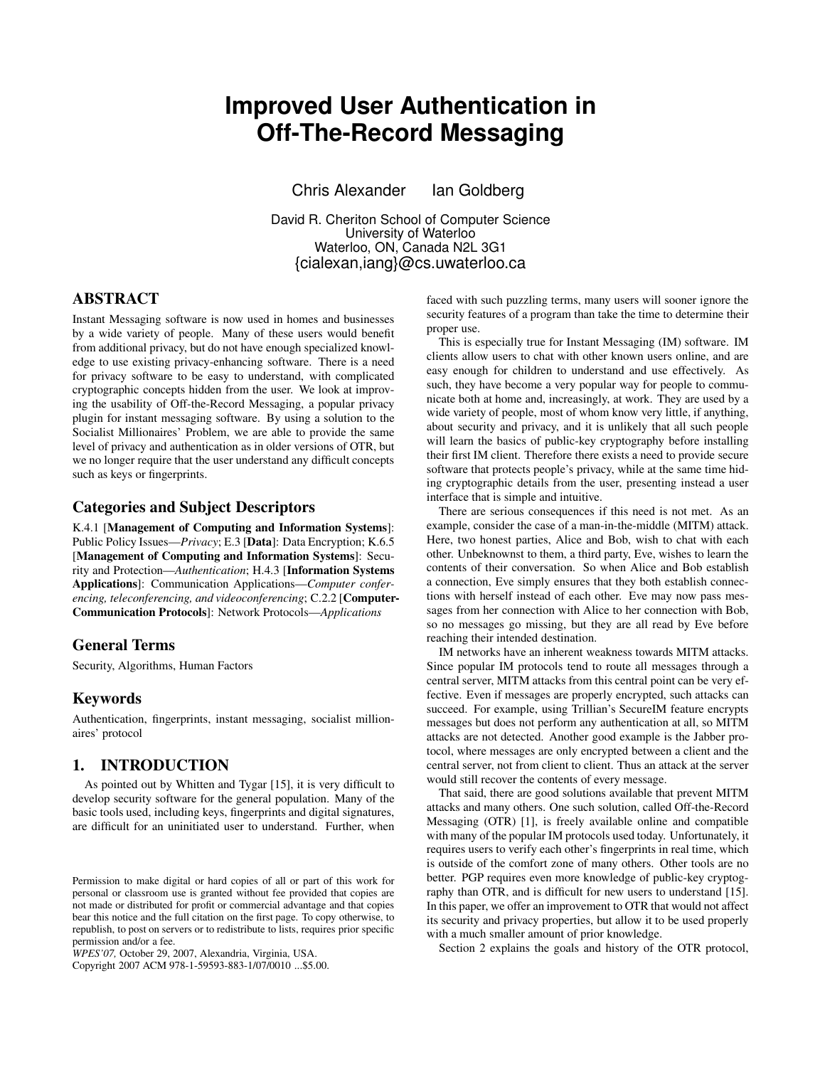# Improved User Authentication in Off-The-Record Messaging

Chris Alexander    Ian Goldberg

David R. Cheriton School of Computer Science
University of Waterloo
Waterloo, ON, Canada N2L 3G1
{cialexan,iang}@cs.uwaterloo.ca

## ABSTRACT

Instant Messaging software is now used in homes and businesses by a wide variety of people. Many of these users would benefit from additional privacy, but do not have enough specialized knowledge to use existing privacy-enhancing software. There is a need for privacy software to be easy to understand, with complicated cryptographic concepts hidden from the user. We look at improving the usability of Off-the-Record Messaging, a popular privacy plugin for instant messaging software. By using a solution to the Socialist Millionaires' Problem, we are able to provide the same level of privacy and authentication as in older versions of OTR, but we no longer require that the user understand any difficult concepts such as keys or fingerprints.

## Categories and Subject Descriptors

K.4.1 [**Management of Computing and Information Systems**]: Public Policy Issues—*Privacy*; E.3 [**Data**]: Data Encryption; K.6.5 [**Management of Computing and Information Systems**]: Security and Protection—*Authentication*; H.4.3 [**Information Systems Applications**]: Communication Applications—*Computer conferencing, teleconferencing, and videoconferencing*; C.2.2 [**Computer-Communication Protocols**]: Network Protocols—*Applications*

## General Terms

Security, Algorithms, Human Factors

## Keywords

Authentication, fingerprints, instant messaging, socialist millionaires' protocol

## 1. INTRODUCTION

As pointed out by Whitten and Tygar [15], it is very difficult to develop security software for the general population. Many of the basic tools used, including keys, fingerprints and digital signatures, are difficult for an uninitiated user to understand. Further, when faced with such puzzling terms, many users will sooner ignore the security features of a program than take the time to determine their proper use.

This is especially true for Instant Messaging (IM) software. IM clients allow users to chat with other known users online, and are easy enough for children to understand and use effectively. As such, they have become a very popular way for people to communicate both at home and, increasingly, at work. They are used by a wide variety of people, most of whom know very little, if anything, about security and privacy, and it is unlikely that all such people will learn the basics of public-key cryptography before installing their first IM client. Therefore there exists a need to provide secure software that protects people's privacy, while at the same time hiding cryptographic details from the user, presenting instead a user interface that is simple and intuitive.

There are serious consequences if this need is not met. As an example, consider the case of a man-in-the-middle (MITM) attack. Here, two honest parties, Alice and Bob, wish to chat with each other. Unbeknownst to them, a third party, Eve, wishes to learn the contents of their conversation. So when Alice and Bob establish a connection, Eve simply ensures that they both establish connections with herself instead of each other. Eve may now pass messages from her connection with Alice to her connection with Bob, so no messages go missing, but they are all read by Eve before reaching their intended destination.

IM networks have an inherent weakness towards MITM attacks. Since popular IM protocols tend to route all messages through a central server, MITM attacks from this central point can be very effective. Even if messages are properly encrypted, such attacks can succeed. For example, using Trillian's SecureIM feature encrypts messages but does not perform any authentication at all, so MITM attacks are not detected. Another good example is the Jabber protocol, where messages are only encrypted between a client and the central server, not from client to client. Thus an attack at the server would still recover the contents of every message.

That said, there are good solutions available that prevent MITM attacks and many others. One such solution, called Off-the-Record Messaging (OTR) [1], is freely available online and compatible with many of the popular IM protocols used today. Unfortunately, it requires users to verify each other's fingerprints in real time, which is outside of the comfort zone of many others. Other tools are no better. PGP requires even more knowledge of public-key cryptography than OTR, and is difficult for new users to understand [15]. In this paper, we offer an improvement to OTR that would not affect its security and privacy properties, but allow it to be used properly with a much smaller amount of prior knowledge.

Section 2 explains the goals and history of the OTR protocol,

Permission to make digital or hard copies of all or part of this work for personal or classroom use is granted without fee provided that copies are not made or distributed for profit or commercial advantage and that copies bear this notice and the full citation on the first page. To copy otherwise, to republish, to post on servers or to redistribute to lists, requires prior specific permission and/or a fee.
*WPES'07,* October 29, 2007, Alexandria, Virginia, USA.
Copyright 2007 ACM 978-1-59593-883-1/07/0010 ...$5.00.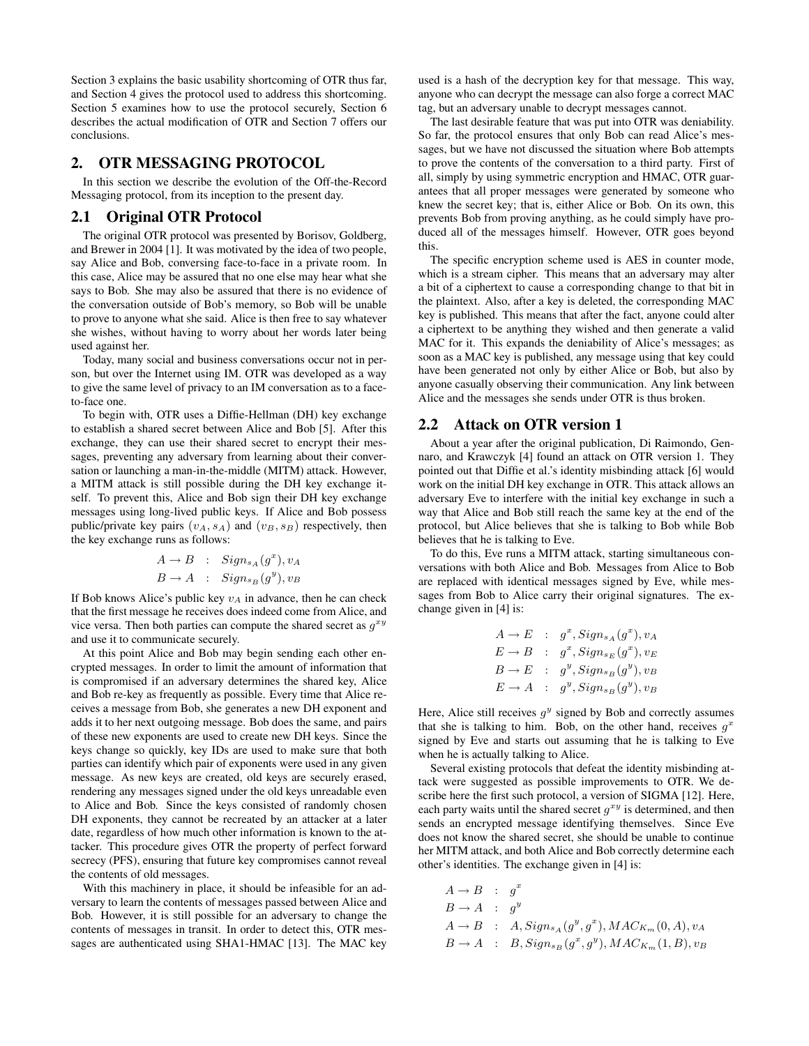Section 3 explains the basic usability shortcoming of OTR thus far, and Section 4 gives the protocol used to address this shortcoming. Section 5 examines how to use the protocol securely, Section 6 describes the actual modification of OTR and Section 7 offers our conclusions.

## 2. OTR MESSAGING PROTOCOL

In this section we describe the evolution of the Off-the-Record Messaging protocol, from its inception to the present day.

### 2.1 Original OTR Protocol

The original OTR protocol was presented by Borisov, Goldberg, and Brewer in 2004 [1]. It was motivated by the idea of two people, say Alice and Bob, conversing face-to-face in a private room. In this case, Alice may be assured that no one else may hear what she says to Bob. She may also be assured that there is no evidence of the conversation outside of Bob's memory, so Bob will be unable to prove to anyone what she said. Alice is then free to say whatever she wishes, without having to worry about her words later being used against her.

Today, many social and business conversations occur not in person, but over the Internet using IM. OTR was developed as a way to give the same level of privacy to an IM conversation as to a face-to-face one.

To begin with, OTR uses a Diffie-Hellman (DH) key exchange to establish a shared secret between Alice and Bob [5]. After this exchange, they can use their shared secret to encrypt their messages, preventing any adversary from learning about their conversation or launching a man-in-the-middle (MITM) attack. However, a MITM attack is still possible during the DH key exchange itself. To prevent this, Alice and Bob sign their DH key exchange messages using long-lived public keys. If Alice and Bob possess public/private key pairs $(v_A, s_A)$ and $(v_B, s_B)$ respectively, then the key exchange runs as follows:

$$
\begin{aligned}
A \rightarrow B &\;:\; Sign_{s_A}(g^x), v_A \\
B \rightarrow A &\;:\; Sign_{s_B}(g^y), v_B
\end{aligned}
$$

If Bob knows Alice's public key $v_A$ in advance, then he can check that the first message he receives does indeed come from Alice, and vice versa. Then both parties can compute the shared secret as $g^{xy}$ and use it to communicate securely.

At this point Alice and Bob may begin sending each other encrypted messages. In order to limit the amount of information that is compromised if an adversary determines the shared key, Alice and Bob re-key as frequently as possible. Every time that Alice receives a message from Bob, she generates a new DH exponent and adds it to her next outgoing message. Bob does the same, and pairs of these new exponents are used to create new DH keys. Since the keys change so quickly, key IDs are used to make sure that both parties can identify which pair of exponents were used in any given message. As new keys are created, old keys are securely erased, rendering any messages signed under the old keys unreadable even to Alice and Bob. Since the keys consisted of randomly chosen DH exponents, they cannot be recreated by an attacker at a later date, regardless of how much other information is known to the attacker. This procedure gives OTR the property of perfect forward secrecy (PFS), ensuring that future key compromises cannot reveal the contents of old messages.

With this machinery in place, it should be infeasible for an adversary to learn the contents of messages passed between Alice and Bob. However, it is still possible for an adversary to change the contents of messages in transit. In order to detect this, OTR messages are authenticated using SHA1-HMAC [13]. The MAC key used is a hash of the decryption key for that message. This way, anyone who can decrypt the message can also forge a correct MAC tag, but an adversary unable to decrypt messages cannot.

The last desirable feature that was put into OTR was deniability. So far, the protocol ensures that only Bob can read Alice's messages, but we have not discussed the situation where Bob attempts to prove the contents of the conversation to a third party. First of all, simply by using symmetric encryption and HMAC, OTR guarantees that all proper messages were generated by someone who knew the secret key; that is, either Alice or Bob. On its own, this prevents Bob from proving anything, as he could simply have produced all of the messages himself. However, OTR goes beyond this.

The specific encryption scheme used is AES in counter mode, which is a stream cipher. This means that an adversary may alter a bit of a ciphertext to cause a corresponding change to that bit in the plaintext. Also, after a key is deleted, the corresponding MAC key is published. This means that after the fact, anyone could alter a ciphertext to be anything they wished and then generate a valid MAC for it. This expands the deniability of Alice's messages; as soon as a MAC key is published, any message using that key could have been generated not only by either Alice or Bob, but also by anyone casually observing their communication. Any link between Alice and the messages she sends under OTR is thus broken.

### 2.2 Attack on OTR version 1

About a year after the original publication, Di Raimondo, Gennaro, and Krawczyk [4] found an attack on OTR version 1. They pointed out that Diffie et al.'s identity misbinding attack [6] would work on the initial DH key exchange in OTR. This attack allows an adversary Eve to interfere with the initial key exchange in such a way that Alice and Bob still reach the same key at the end of the protocol, but Alice believes that she is talking to Bob while Bob believes that he is talking to Eve.

To do this, Eve runs a MITM attack, starting simultaneous conversations with both Alice and Bob. Messages from Alice to Bob are replaced with identical messages signed by Eve, while messages from Bob to Alice carry their original signatures. The exchange given in [4] is:

$$
\begin{aligned}
A \rightarrow E &\;:\; g^x, Sign_{s_A}(g^x), v_A \\
E \rightarrow B &\;:\; g^x, Sign_{s_E}(g^x), v_E \\
B \rightarrow E &\;:\; g^y, Sign_{s_B}(g^y), v_B \\
E \rightarrow A &\;:\; g^y, Sign_{s_B}(g^y), v_B
\end{aligned}
$$

Here, Alice still receives $g^y$ signed by Bob and correctly assumes that she is talking to him. Bob, on the other hand, receives $g^x$ signed by Eve and starts out assuming that he is talking to Eve when he is actually talking to Alice.

Several existing protocols that defeat the identity misbinding attack were suggested as possible improvements to OTR. We describe here the first such protocol, a version of SIGMA [12]. Here, each party waits until the shared secret $g^{xy}$ is determined, and then sends an encrypted message identifying themselves. Since Eve does not know the shared secret, she should be unable to continue her MITM attack, and both Alice and Bob correctly determine each other's identities. The exchange given in [4] is:

$$
\begin{aligned}
A \rightarrow B &\;:\; g^x \\
B \rightarrow A &\;:\; g^y \\
A \rightarrow B &\;:\; A, Sign_{s_A}(g^y, g^x), MAC_{K_m}(0, A), v_A \\
B \rightarrow A &\;:\; B, Sign_{s_B}(g^x, g^y), MAC_{K_m}(1, B), v_B
\end{aligned}
$$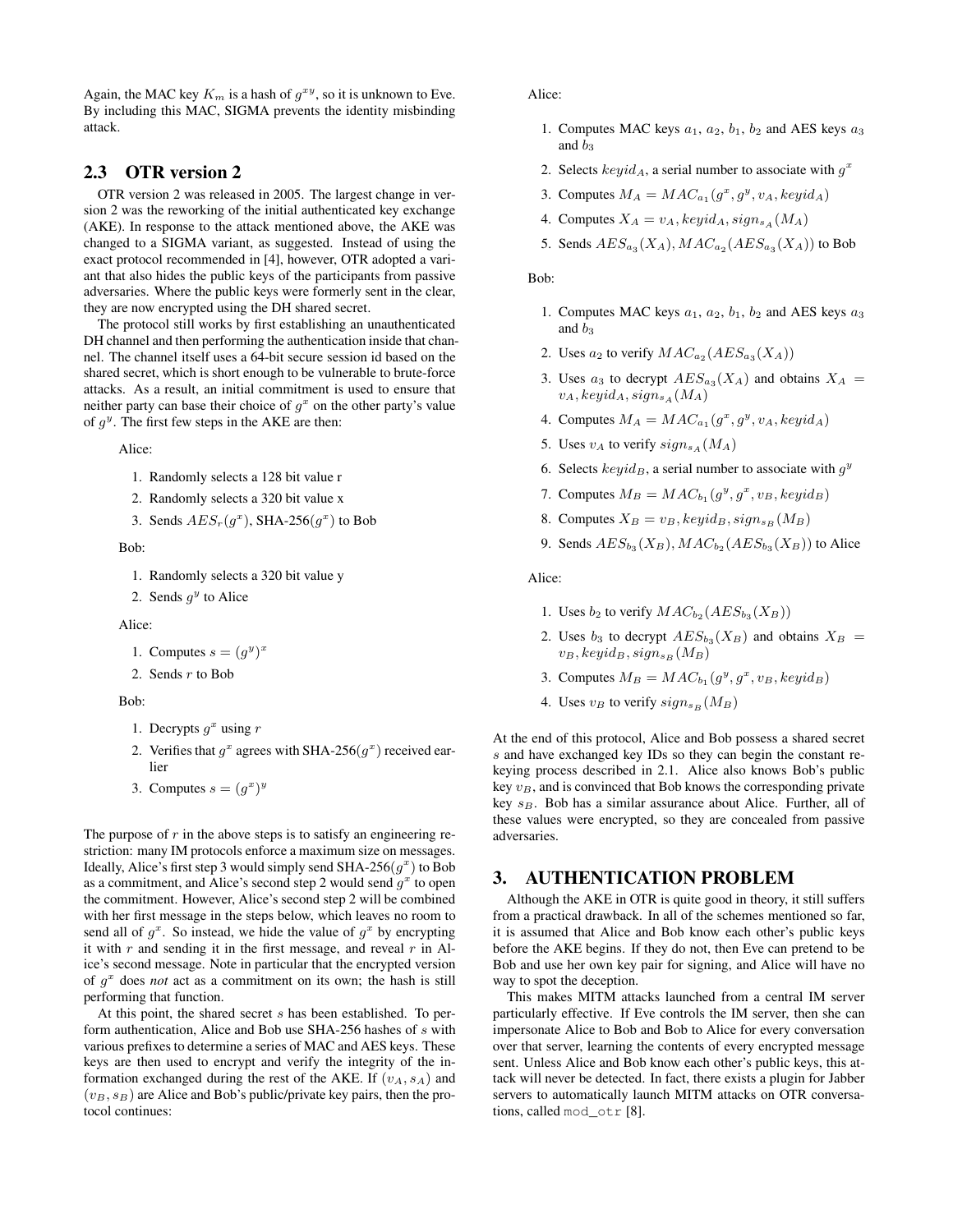Again, the MAC key $K_m$ is a hash of $g^{xy}$, so it is unknown to Eve. By including this MAC, SIGMA prevents the identity misbinding attack.

## 2.3 OTR version 2

OTR version 2 was released in 2005. The largest change in version 2 was the reworking of the initial authenticated key exchange (AKE). In response to the attack mentioned above, the AKE was changed to a SIGMA variant, as suggested. Instead of using the exact protocol recommended in [4], however, OTR adopted a variant that also hides the public keys of the participants from passive adversaries. Where the public keys were formerly sent in the clear, they are now encrypted using the DH shared secret.

The protocol still works by first establishing an unauthenticated DH channel and then performing the authentication inside that channel. The channel itself uses a 64-bit secure session id based on the shared secret, which is short enough to be vulnerable to brute-force attacks. As a result, an initial commitment is used to ensure that neither party can base their choice of $g^x$ on the other party's value of $g^y$. The first few steps in the AKE are then:

Alice:

1. Randomly selects a 128 bit value r
2. Randomly selects a 320 bit value x
3. Sends $AES_r(g^x)$, SHA-256($g^x$) to Bob

Bob:

1. Randomly selects a 320 bit value y
2. Sends $g^y$ to Alice

Alice:

1. Computes $s = (g^y)^x$
2. Sends $r$ to Bob

Bob:

1. Decrypts $g^x$ using $r$
2. Verifies that $g^x$ agrees with SHA-256($g^x$) received earlier
3. Computes $s = (g^x)^y$

The purpose of $r$ in the above steps is to satisfy an engineering restriction: many IM protocols enforce a maximum size on messages. Ideally, Alice's first step 3 would simply send SHA-256($g^x$) to Bob as a commitment, and Alice's second step 2 would send $g^x$ to open the commitment. However, Alice's second step 2 will be combined with her first message in the steps below, which leaves no room to send all of $g^x$. So instead, we hide the value of $g^x$ by encrypting it with $r$ and sending it in the first message, and reveal $r$ in Alice's second message. Note in particular that the encrypted version of $g^x$ does *not* act as a commitment on its own; the hash is still performing that function.

At this point, the shared secret $s$ has been established. To perform authentication, Alice and Bob use SHA-256 hashes of $s$ with various prefixes to determine a series of MAC and AES keys. These keys are then used to encrypt and verify the integrity of the information exchanged during the rest of the AKE. If $(v_A, s_A)$ and $(v_B, s_B)$ are Alice and Bob's public/private key pairs, then the protocol continues:

Alice:

1. Computes MAC keys $a_1$, $a_2$, $b_1$, $b_2$ and AES keys $a_3$ and $b_3$
2. Selects $keyid_A$, a serial number to associate with $g^x$
3. Computes $M_A = MAC_{a_1}(g^x, g^y, v_A, keyid_A)$
4. Computes $X_A = v_A, keyid_A, sign_{s_A}(M_A)$
5. Sends $AES_{a_3}(X_A), MAC_{a_2}(AES_{a_3}(X_A))$ to Bob

Bob:

1. Computes MAC keys $a_1$, $a_2$, $b_1$, $b_2$ and AES keys $a_3$ and $b_3$
2. Uses $a_2$ to verify $MAC_{a_2}(AES_{a_3}(X_A))$
3. Uses $a_3$ to decrypt $AES_{a_3}(X_A)$ and obtains $X_A = v_A, keyid_A, sign_{s_A}(M_A)$
4. Computes $M_A = MAC_{a_1}(g^x, g^y, v_A, keyid_A)$
5. Uses $v_A$ to verify $sign_{s_A}(M_A)$
6. Selects $keyid_B$, a serial number to associate with $g^y$
7. Computes $M_B = MAC_{b_1}(g^y, g^x, v_B, keyid_B)$
8. Computes $X_B = v_B, keyid_B, sign_{s_B}(M_B)$
9. Sends $AES_{b_3}(X_B), MAC_{b_2}(AES_{b_3}(X_B))$ to Alice

Alice:

1. Uses $b_2$ to verify $MAC_{b_2}(AES_{b_3}(X_B))$
2. Uses $b_3$ to decrypt $AES_{b_3}(X_B)$ and obtains $X_B = v_B, keyid_B, sign_{s_B}(M_B)$
3. Computes $M_B = MAC_{b_1}(g^y, g^x, v_B, keyid_B)$
4. Uses $v_B$ to verify $sign_{s_B}(M_B)$

At the end of this protocol, Alice and Bob possess a shared secret $s$ and have exchanged key IDs so they can begin the constant rekeying process described in 2.1. Alice also knows Bob's public key $v_B$, and is convinced that Bob knows the corresponding private key $s_B$. Bob has a similar assurance about Alice. Further, all of these values were encrypted, so they are concealed from passive adversaries.

# 3. AUTHENTICATION PROBLEM

Although the AKE in OTR is quite good in theory, it still suffers from a practical drawback. In all of the schemes mentioned so far, it is assumed that Alice and Bob know each other's public keys before the AKE begins. If they do not, then Eve can pretend to be Bob and use her own key pair for signing, and Alice will have no way to spot the deception.

This makes MITM attacks launched from a central IM server particularly effective. If Eve controls the IM server, then she can impersonate Alice to Bob and Bob to Alice for every conversation over that server, learning the contents of every encrypted message sent. Unless Alice and Bob know each other's public keys, this attack will never be detected. In fact, there exists a plugin for Jabber servers to automatically launch MITM attacks on OTR conversations, called `mod_otr` [8].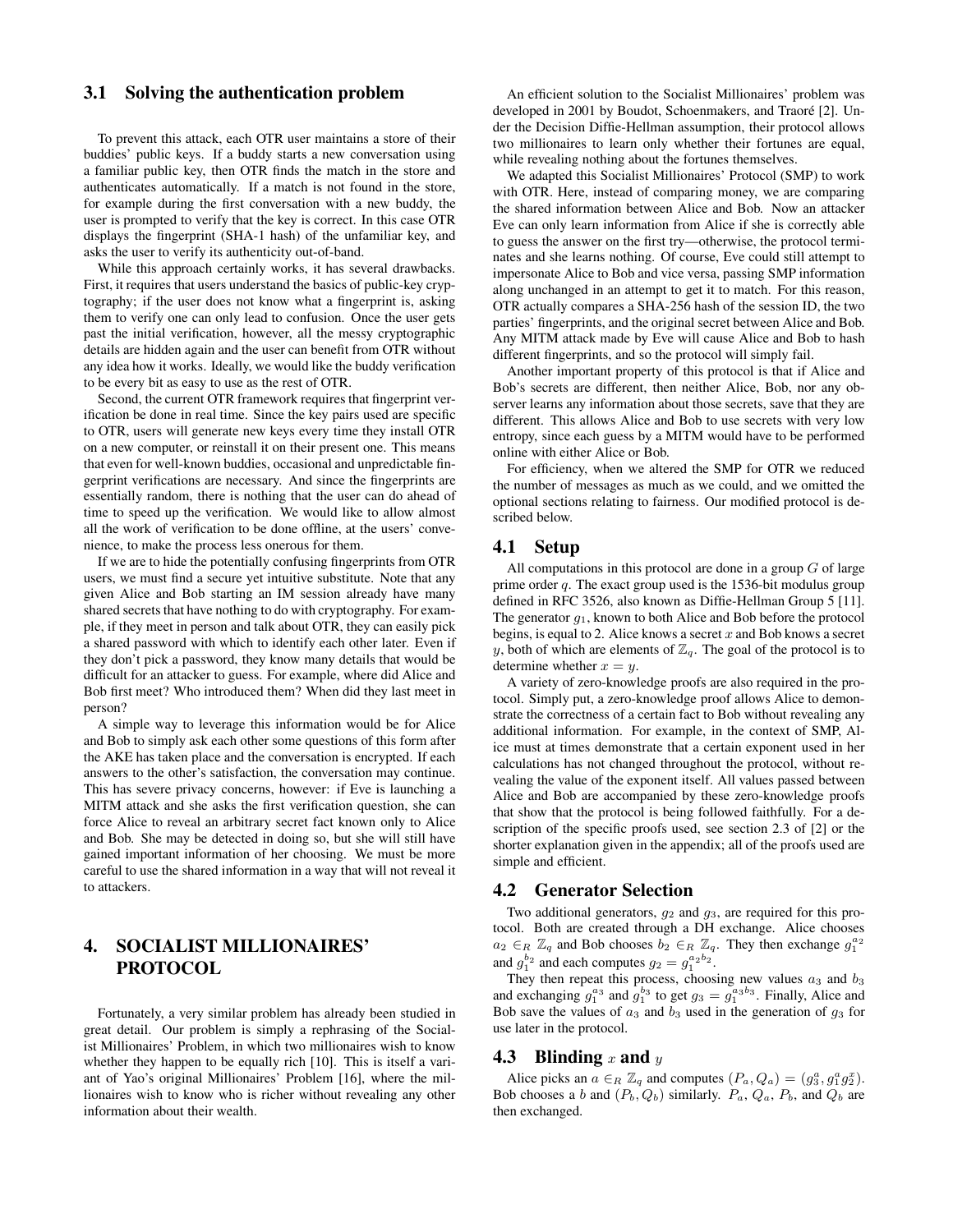### 3.1 Solving the authentication problem

To prevent this attack, each OTR user maintains a store of their buddies' public keys. If a buddy starts a new conversation using a familiar public key, then OTR finds the match in the store and authenticates automatically. If a match is not found in the store, for example during the first conversation with a new buddy, the user is prompted to verify that the key is correct. In this case OTR displays the fingerprint (SHA-1 hash) of the unfamiliar key, and asks the user to verify its authenticity out-of-band.

While this approach certainly works, it has several drawbacks. First, it requires that users understand the basics of public-key cryptography; if the user does not know what a fingerprint is, asking them to verify one can only lead to confusion. Once the user gets past the initial verification, however, all the messy cryptographic details are hidden again and the user can benefit from OTR without any idea how it works. Ideally, we would like the buddy verification to be every bit as easy to use as the rest of OTR.

Second, the current OTR framework requires that fingerprint verification be done in real time. Since the key pairs used are specific to OTR, users will generate new keys every time they install OTR on a new computer, or reinstall it on their present one. This means that even for well-known buddies, occasional and unpredictable fingerprint verifications are necessary. And since the fingerprints are essentially random, there is nothing that the user can do ahead of time to speed up the verification. We would like to allow almost all the work of verification to be done offline, at the users' convenience, to make the process less onerous for them.

If we are to hide the potentially confusing fingerprints from OTR users, we must find a secure yet intuitive substitute. Note that any given Alice and Bob starting an IM session already have many shared secrets that have nothing to do with cryptography. For example, if they meet in person and talk about OTR, they can easily pick a shared password with which to identify each other later. Even if they don't pick a password, they know many details that would be difficult for an attacker to guess. For example, where did Alice and Bob first meet? Who introduced them? When did they last meet in person?

A simple way to leverage this information would be for Alice and Bob to simply ask each other some questions of this form after the AKE has taken place and the conversation is encrypted. If each answers to the other's satisfaction, the conversation may continue. This has severe privacy concerns, however: if Eve is launching a MITM attack and she asks the first verification question, she can force Alice to reveal an arbitrary secret fact known only to Alice and Bob. She may be detected in doing so, but she will still have gained important information of her choosing. We must be more careful to use the shared information in a way that will not reveal it to attackers.

## 4. SOCIALIST MILLIONAIRES' PROTOCOL

Fortunately, a very similar problem has already been studied in great detail. Our problem is simply a rephrasing of the Socialist Millionaires' Problem, in which two millionaires wish to know whether they happen to be equally rich [10]. This is itself a variant of Yao's original Millionaires' Problem [16], where the millionaires wish to know who is richer without revealing any other information about their wealth.

An efficient solution to the Socialist Millionaires' problem was developed in 2001 by Boudot, Schoenmakers, and Traoré [2]. Under the Decision Diffie-Hellman assumption, their protocol allows two millionaires to learn only whether their fortunes are equal, while revealing nothing about the fortunes themselves.

We adapted this Socialist Millionaires' Protocol (SMP) to work with OTR. Here, instead of comparing money, we are comparing the shared information between Alice and Bob. Now an attacker Eve can only learn information from Alice if she is correctly able to guess the answer on the first try—otherwise, the protocol terminates and she learns nothing. Of course, Eve could still attempt to impersonate Alice to Bob and vice versa, passing SMP information along unchanged in an attempt to get it to match. For this reason, OTR actually compares a SHA-256 hash of the session ID, the two parties' fingerprints, and the original secret between Alice and Bob. Any MITM attack made by Eve will cause Alice and Bob to hash different fingerprints, and so the protocol will simply fail.

Another important property of this protocol is that if Alice and Bob's secrets are different, then neither Alice, Bob, nor any observer learns any information about those secrets, save that they are different. This allows Alice and Bob to use secrets with very low entropy, since each guess by a MITM would have to be performed online with either Alice or Bob.

For efficiency, when we altered the SMP for OTR we reduced the number of messages as much as we could, and we omitted the optional sections relating to fairness. Our modified protocol is described below.

### 4.1 Setup

All computations in this protocol are done in a group $G$ of large prime order $q$. The exact group used is the 1536-bit modulus group defined in RFC 3526, also known as Diffie-Hellman Group 5 [11]. The generator $g_1$, known to both Alice and Bob before the protocol begins, is equal to 2. Alice knows a secret $x$ and Bob knows a secret $y$, both of which are elements of $\mathbb{Z}_q$. The goal of the protocol is to determine whether $x = y$.

A variety of zero-knowledge proofs are also required in the protocol. Simply put, a zero-knowledge proof allows Alice to demonstrate the correctness of a certain fact to Bob without revealing any additional information. For example, in the context of SMP, Alice must at times demonstrate that a certain exponent used in her calculations has not changed throughout the protocol, without revealing the value of the exponent itself. All values passed between Alice and Bob are accompanied by these zero-knowledge proofs that show that the protocol is being followed faithfully. For a description of the specific proofs used, see section 2.3 of [2] or the shorter explanation given in the appendix; all of the proofs used are simple and efficient.

### 4.2 Generator Selection

Two additional generators, $g_2$ and $g_3$, are required for this protocol. Both are created through a DH exchange. Alice chooses $a_2 \in_R \mathbb{Z}_q$ and Bob chooses $b_2 \in_R \mathbb{Z}_q$. They then exchange $g_1^{a_2}$ and $g_1^{b_2}$ and each computes $g_2 = g_1^{a_2 b_2}$.

They then repeat this process, choosing new values $a_3$ and $b_3$ and exchanging $g_1^{a_3}$ and $g_1^{b_3}$ to get $g_3 = g_1^{a_3 b_3}$. Finally, Alice and Bob save the values of $a_3$ and $b_3$ used in the generation of $g_3$ for use later in the protocol.

### 4.3 Blinding $x$ and $y$

Alice picks an $a \in_R \mathbb{Z}_q$ and computes $(P_a, Q_a) = (g_3^a, g_1^a g_2^x)$. Bob chooses a $b$ and $(P_b, Q_b)$ similarly. $P_a$, $Q_a$, $P_b$, and $Q_b$ are then exchanged.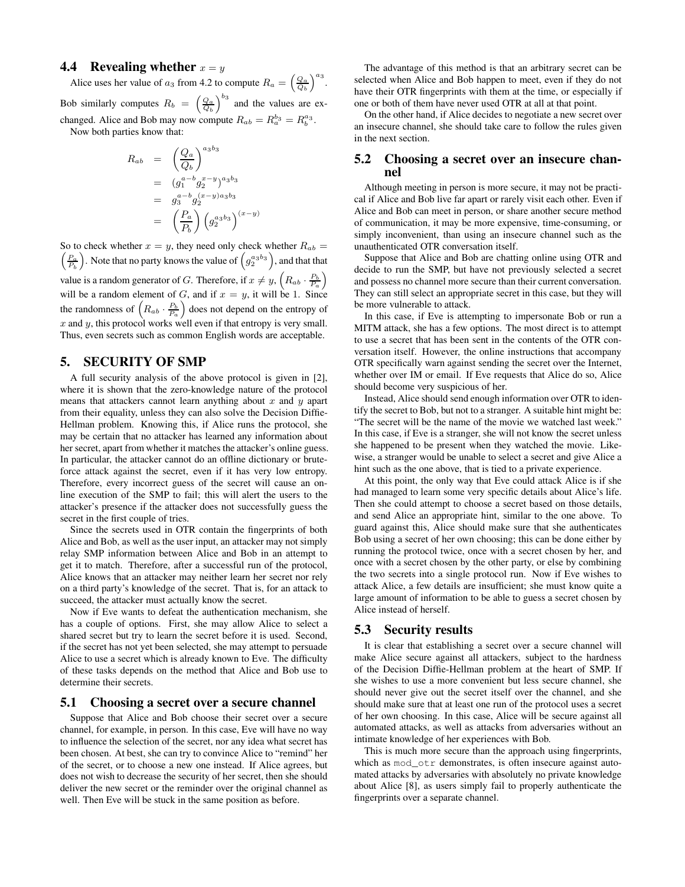### 4.4 Revealing whether $x = y$

Alice uses her value of $a_3$ from 4.2 to compute $R_a = \left(\frac{Q_a}{Q_b}\right)^{a_3}$. Bob similarly computes $R_b = \left(\frac{Q_a}{Q_b}\right)^{b_3}$ and the values are exchanged. Alice and Bob may now compute $R_{ab} = R_a^{b_3} = R_b^{a_3}$.

Now both parties know that:

$$
\begin{aligned}
R_{ab} &= \left(\frac{Q_a}{Q_b}\right)^{a_3 b_3} \\
&= (g_1^{a-b} g_2^{x-y})^{a_3 b_3} \\
&= g_3^{a-b} g_2^{(x-y) a_3 b_3} \\
&= \left(\frac{P_a}{P_b}\right)\left(g_2^{a_3 b_3}\right)^{(x-y)}
\end{aligned}
$$

So to check whether $x = y$, they need only check whether $R_{ab} = \left(\frac{P_a}{P_b}\right)$. Note that no party knows the value of $\left(g_2^{a_3 b_3}\right)$, and that that value is a random generator of $G$. Therefore, if $x \neq y$, $\left(R_{ab} \cdot \frac{P_b}{P_a}\right)$ will be a random element of $G$, and if $x = y$, it will be 1. Since the randomness of $\left(R_{ab} \cdot \frac{P_b}{P_a}\right)$ does not depend on the entropy of $x$ and $y$, this protocol works well even if that entropy is very small. Thus, even secrets such as common English words are acceptable.

## 5. SECURITY OF SMP

A full security analysis of the above protocol is given in [2], where it is shown that the zero-knowledge nature of the protocol means that attackers cannot learn anything about $x$ and $y$ apart from their equality, unless they can also solve the Decision Diffie-Hellman problem. Knowing this, if Alice runs the protocol, she may be certain that no attacker has learned any information about her secret, apart from whether it matches the attacker's online guess. In particular, the attacker cannot do an offline dictionary or brute-force attack against the secret, even if it has very low entropy. Therefore, every incorrect guess of the secret will cause an online execution of the SMP to fail; this will alert the users to the attacker's presence if the attacker does not successfully guess the secret in the first couple of tries.

Since the secrets used in OTR contain the fingerprints of both Alice and Bob, as well as the user input, an attacker may not simply relay SMP information between Alice and Bob in an attempt to get it to match. Therefore, after a successful run of the protocol, Alice knows that an attacker may neither learn her secret nor rely on a third party's knowledge of the secret. That is, for an attack to succeed, the attacker must actually know the secret.

Now if Eve wants to defeat the authentication mechanism, she has a couple of options. First, she may allow Alice to select a shared secret but try to learn the secret before it is used. Second, if the secret has not yet been selected, she may attempt to persuade Alice to use a secret which is already known to Eve. The difficulty of these tasks depends on the method that Alice and Bob use to determine their secrets.

### 5.1 Choosing a secret over a secure channel

Suppose that Alice and Bob choose their secret over a secure channel, for example, in person. In this case, Eve will have no way to influence the selection of the secret, nor any idea what secret has been chosen. At best, she can try to convince Alice to "remind" her of the secret, or to choose a new one instead. If Alice agrees, but does not wish to decrease the security of her secret, then she should deliver the new secret or the reminder over the original channel as well. Then Eve will be stuck in the same position as before.

The advantage of this method is that an arbitrary secret can be selected when Alice and Bob happen to meet, even if they do not have their OTR fingerprints with them at the time, or especially if one or both of them have never used OTR at all at that point.

On the other hand, if Alice decides to negotiate a new secret over an insecure channel, she should take care to follow the rules given in the next section.

### 5.2 Choosing a secret over an insecure channel

Although meeting in person is more secure, it may not be practical if Alice and Bob live far apart or rarely visit each other. Even if Alice and Bob can meet in person, or share another secure method of communication, it may be more expensive, time-consuming, or simply inconvenient, than using an insecure channel such as the unauthenticated OTR conversation itself.

Suppose that Alice and Bob are chatting online using OTR and decide to run the SMP, but have not previously selected a secret and possess no channel more secure than their current conversation. They can still select an appropriate secret in this case, but they will be more vulnerable to attack.

In this case, if Eve is attempting to impersonate Bob or run a MITM attack, she has a few options. The most direct is to attempt to use a secret that has been sent in the contents of the OTR conversation itself. However, the online instructions that accompany OTR specifically warn against sending the secret over the Internet, whether over IM or email. If Eve requests that Alice do so, Alice should become very suspicious of her.

Instead, Alice should send enough information over OTR to identify the secret to Bob, but not to a stranger. A suitable hint might be: "The secret will be the name of the movie we watched last week." In this case, if Eve is a stranger, she will not know the secret unless she happened to be present when they watched the movie. Likewise, a stranger would be unable to select a secret and give Alice a hint such as the one above, that is tied to a private experience.

At this point, the only way that Eve could attack Alice is if she had managed to learn some very specific details about Alice's life. Then she could attempt to choose a secret based on those details, and send Alice an appropriate hint, similar to the one above. To guard against this, Alice should make sure that she authenticates Bob using a secret of her own choosing; this can be done either by running the protocol twice, once with a secret chosen by her, and once with a secret chosen by the other party, or else by combining the two secrets into a single protocol run. Now if Eve wishes to attack Alice, a few details are insufficient; she must know quite a large amount of information to be able to guess a secret chosen by Alice instead of herself.

### 5.3 Security results

It is clear that establishing a secret over a secure channel will make Alice secure against all attackers, subject to the hardness of the Decision Diffie-Hellman problem at the heart of SMP. If she wishes to use a more convenient but less secure channel, she should never give out the secret itself over the channel, and she should make sure that at least one run of the protocol uses a secret of her own choosing. In this case, Alice will be secure against all automated attacks, as well as attacks from adversaries without an intimate knowledge of her experiences with Bob.

This is much more secure than the approach using fingerprints, which as `mod_otr` demonstrates, is often insecure against automated attacks by adversaries with absolutely no private knowledge about Alice [8], as users simply fail to properly authenticate the fingerprints over a separate channel.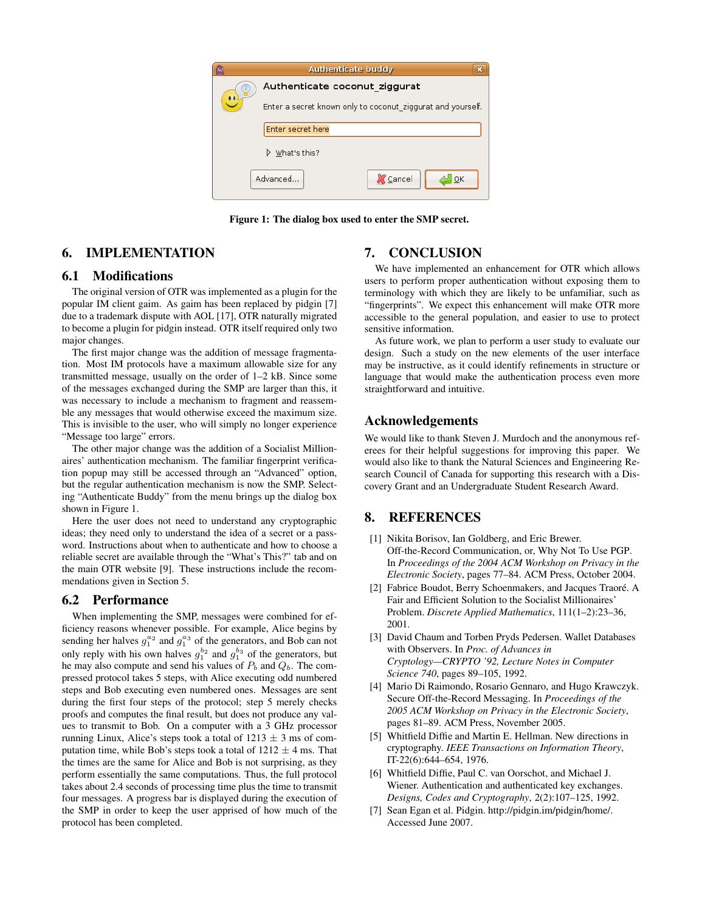Figure 1: The dialog box used to enter the SMP secret.

# 6. IMPLEMENTATION

## 6.1 Modifications

The original version of OTR was implemented as a plugin for the popular IM client gaim. As gaim has been replaced by pidgin [7] due to a trademark dispute with AOL [17], OTR naturally migrated to become a plugin for pidgin instead. OTR itself required only two major changes.

The first major change was the addition of message fragmentation. Most IM protocols have a maximum allowable size for any transmitted message, usually on the order of 1–2 kB. Since some of the messages exchanged during the SMP are larger than this, it was necessary to include a mechanism to fragment and reassemble any messages that would otherwise exceed the maximum size. This is invisible to the user, who will simply no longer experience "Message too large" errors.

The other major change was the addition of a Socialist Millionaires' authentication mechanism. The familiar fingerprint verification popup may still be accessed through an "Advanced" option, but the regular authentication mechanism is now the SMP. Selecting "Authenticate Buddy" from the menu brings up the dialog box shown in Figure 1.

Here the user does not need to understand any cryptographic ideas; they need only to understand the idea of a secret or a password. Instructions about when to authenticate and how to choose a reliable secret are available through the "What's This?" tab and on the main OTR website [9]. These instructions include the recommendations given in Section 5.

## 6.2 Performance

When implementing the SMP, messages were combined for efficiency reasons whenever possible. For example, Alice begins by sending her halves $g_1^{a_2}$ and $g_1^{a_3}$ of the generators, and Bob can not only reply with his own halves $g_1^{b_2}$ and $g_1^{b_3}$ of the generators, but he may also compute and send his values of $P_b$ and $Q_b$. The compressed protocol takes 5 steps, with Alice executing odd numbered steps and Bob executing even numbered ones. Messages are sent during the first four steps of the protocol; step 5 merely checks proofs and computes the final result, but does not produce any values to transmit to Bob. On a computer with a 3 GHz processor running Linux, Alice's steps took a total of $1213 \pm 3$ ms of computation time, while Bob's steps took a total of $1212 \pm 4$ ms. That the times are the same for Alice and Bob is not surprising, as they perform essentially the same computations. Thus, the full protocol takes about 2.4 seconds of processing time plus the time to transmit four messages. A progress bar is displayed during the execution of the SMP in order to keep the user apprised of how much of the protocol has been completed.

# 7. CONCLUSION

We have implemented an enhancement for OTR which allows users to perform proper authentication without exposing them to terminology with which they are likely to be unfamiliar, such as "fingerprints". We expect this enhancement will make OTR more accessible to the general population, and easier to use to protect sensitive information.

As future work, we plan to perform a user study to evaluate our design. Such a study on the new elements of the user interface may be instructive, as it could identify refinements in structure or language that would make the authentication process even more straightforward and intuitive.

## Acknowledgements

We would like to thank Steven J. Murdoch and the anonymous referees for their helpful suggestions for improving this paper. We would also like to thank the Natural Sciences and Engineering Research Council of Canada for supporting this research with a Discovery Grant and an Undergraduate Student Research Award.

# 8. REFERENCES

[1] Nikita Borisov, Ian Goldberg, and Eric Brewer. Off-the-Record Communication, or, Why Not To Use PGP. In *Proceedings of the 2004 ACM Workshop on Privacy in the Electronic Society*, pages 77–84. ACM Press, October 2004.

[2] Fabrice Boudot, Berry Schoenmakers, and Jacques Traoré. A Fair and Efficient Solution to the Socialist Millionaires' Problem. *Discrete Applied Mathematics*, 111(1–2):23–36, 2001.

[3] David Chaum and Torben Pryds Pedersen. Wallet Databases with Observers. In *Proc. of Advances in Cryptology—CRYPTO '92, Lecture Notes in Computer Science 740*, pages 89–105, 1992.

[4] Mario Di Raimondo, Rosario Gennaro, and Hugo Krawczyk. Secure Off-the-Record Messaging. In *Proceedings of the 2005 ACM Workshop on Privacy in the Electronic Society*, pages 81–89. ACM Press, November 2005.

[5] Whitfield Diffie and Martin E. Hellman. New directions in cryptography. *IEEE Transactions on Information Theory*, IT-22(6):644–654, 1976.

[6] Whitfield Diffie, Paul C. van Oorschot, and Michael J. Wiener. Authentication and authenticated key exchanges. *Designs, Codes and Cryptography*, 2(2):107–125, 1992.

[7] Sean Egan et al. Pidgin. http://pidgin.im/pidgin/home/. Accessed June 2007.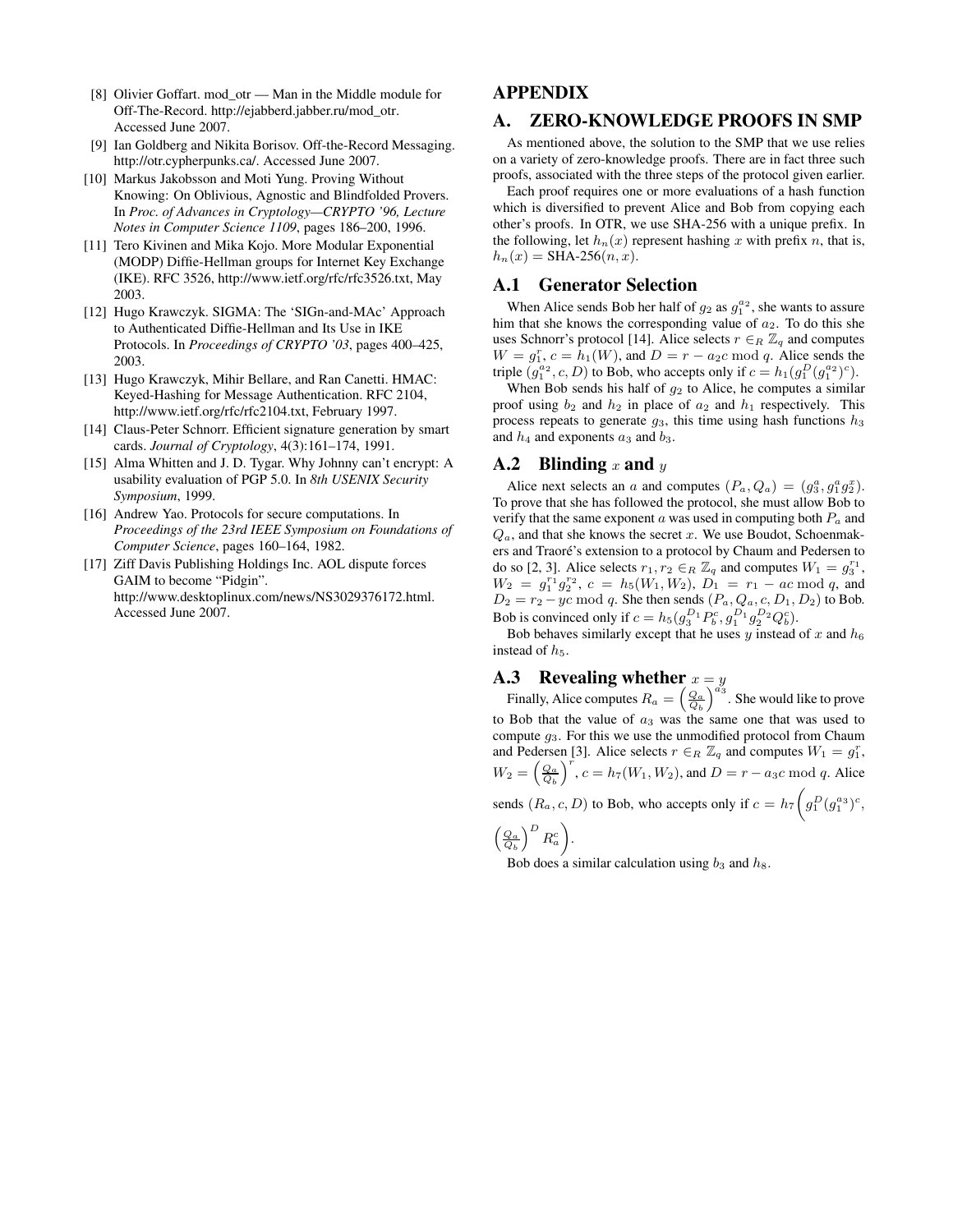[8] Olivier Goffart. mod_otr — Man in the Middle module for Off-The-Record. http://ejabberd.jabber.ru/mod_otr. Accessed June 2007.

[9] Ian Goldberg and Nikita Borisov. Off-the-Record Messaging. http://otr.cypherpunks.ca/. Accessed June 2007.

[10] Markus Jakobsson and Moti Yung. Proving Without Knowing: On Oblivious, Agnostic and Blindfolded Provers. In *Proc. of Advances in Cryptology—CRYPTO '96, Lecture Notes in Computer Science 1109*, pages 186–200, 1996.

[11] Tero Kivinen and Mika Kojo. More Modular Exponential (MODP) Diffie-Hellman groups for Internet Key Exchange (IKE). RFC 3526, http://www.ietf.org/rfc/rfc3526.txt, May 2003.

[12] Hugo Krawczyk. SIGMA: The 'SIGn-and-MAc' Approach to Authenticated Diffie-Hellman and Its Use in IKE Protocols. In *Proceedings of CRYPTO '03*, pages 400–425, 2003.

[13] Hugo Krawczyk, Mihir Bellare, and Ran Canetti. HMAC: Keyed-Hashing for Message Authentication. RFC 2104, http://www.ietf.org/rfc/rfc2104.txt, February 1997.

[14] Claus-Peter Schnorr. Efficient signature generation by smart cards. *Journal of Cryptology*, 4(3):161–174, 1991.

[15] Alma Whitten and J. D. Tygar. Why Johnny can't encrypt: A usability evaluation of PGP 5.0. In *8th USENIX Security Symposium*, 1999.

[16] Andrew Yao. Protocols for secure computations. In *Proceedings of the 23rd IEEE Symposium on Foundations of Computer Science*, pages 160–164, 1982.

[17] Ziff Davis Publishing Holdings Inc. AOL dispute forces GAIM to become "Pidgin". http://www.desktoplinux.com/news/NS3029376172.html. Accessed June 2007.

# APPENDIX

# A. ZERO-KNOWLEDGE PROOFS IN SMP

As mentioned above, the solution to the SMP that we use relies on a variety of zero-knowledge proofs. There are in fact three such proofs, associated with the three steps of the protocol given earlier.

Each proof requires one or more evaluations of a hash function which is diversified to prevent Alice and Bob from copying each other's proofs. In OTR, we use SHA-256 with a unique prefix. In the following, let $h_n(x)$ represent hashing $x$ with prefix $n$, that is, $h_n(x) = \text{SHA-256}(n, x)$.

## A.1 Generator Selection

When Alice sends Bob her half of $g_2$ as $g_1^{a_2}$, she wants to assure him that she knows the corresponding value of $a_2$. To do this she uses Schnorr's protocol [14]. Alice selects $r \in_R \mathbb{Z}_q$ and computes $W = g_1^r$, $c = h_1(W)$, and $D = r - a_2 c \bmod q$. Alice sends the triple $(g_1^{a_2}, c, D)$ to Bob, who accepts only if $c = h_1(g_1^D (g_1^{a_2})^c)$.

When Bob sends his half of $g_2$ to Alice, he computes a similar proof using $b_2$ and $h_2$ in place of $a_2$ and $h_1$ respectively. This process repeats to generate $g_3$, this time using hash functions $h_3$ and $h_4$ and exponents $a_3$ and $b_3$.

## A.2 Blinding $x$ and $y$

Alice next selects an $a$ and computes $(P_a, Q_a) = (g_3^a, g_1^a g_2^x)$. To prove that she has followed the protocol, she must allow Bob to verify that the same exponent $a$ was used in computing both $P_a$ and $Q_a$, and that she knows the secret $x$. We use Boudot, Schoenmakers and Traoré's extension to a protocol by Chaum and Pedersen to do so [2, 3]. Alice selects $r_1, r_2 \in_R \mathbb{Z}_q$ and computes $W_1 = g_3^{r_1}$, $W_2 = g_1^{r_1} g_2^{r_2}$, $c = h_5(W_1, W_2)$, $D_1 = r_1 - ac \bmod q$, and $D_2 = r_2 - yc \bmod q$. She then sends $(P_a, Q_a, c, D_1, D_2)$ to Bob. Bob is convinced only if $c = h_5(g_3^{D_1} P_b^c, g_1^{D_1} g_2^{D_2} Q_b^c)$.

Bob behaves similarly except that he uses $y$ instead of $x$ and $h_6$ instead of $h_5$.

## A.3 Revealing whether $x = y$

Finally, Alice computes $R_a = \left(\frac{Q_a}{Q_b}\right)^{a_3}$. She would like to prove to Bob that the value of $a_3$ was the same one that was used to compute $g_3$. For this we use the unmodified protocol from Chaum and Pedersen [3]. Alice selects $r \in_R \mathbb{Z}_q$ and computes $W_1 = g_1^r$, $W_2 = \left(\frac{Q_a}{Q_b}\right)^r$, $c = h_7(W_1, W_2)$, and $D = r - a_3 c \bmod q$. Alice sends $(R_a, c, D)$ to Bob, who accepts only if $c = h_7\left(g_1^D (g_1^{a_3})^c, \left(\frac{Q_a}{Q_b}\right)^D R_a^c\right)$.

Bob does a similar calculation using $b_3$ and $h_8$.